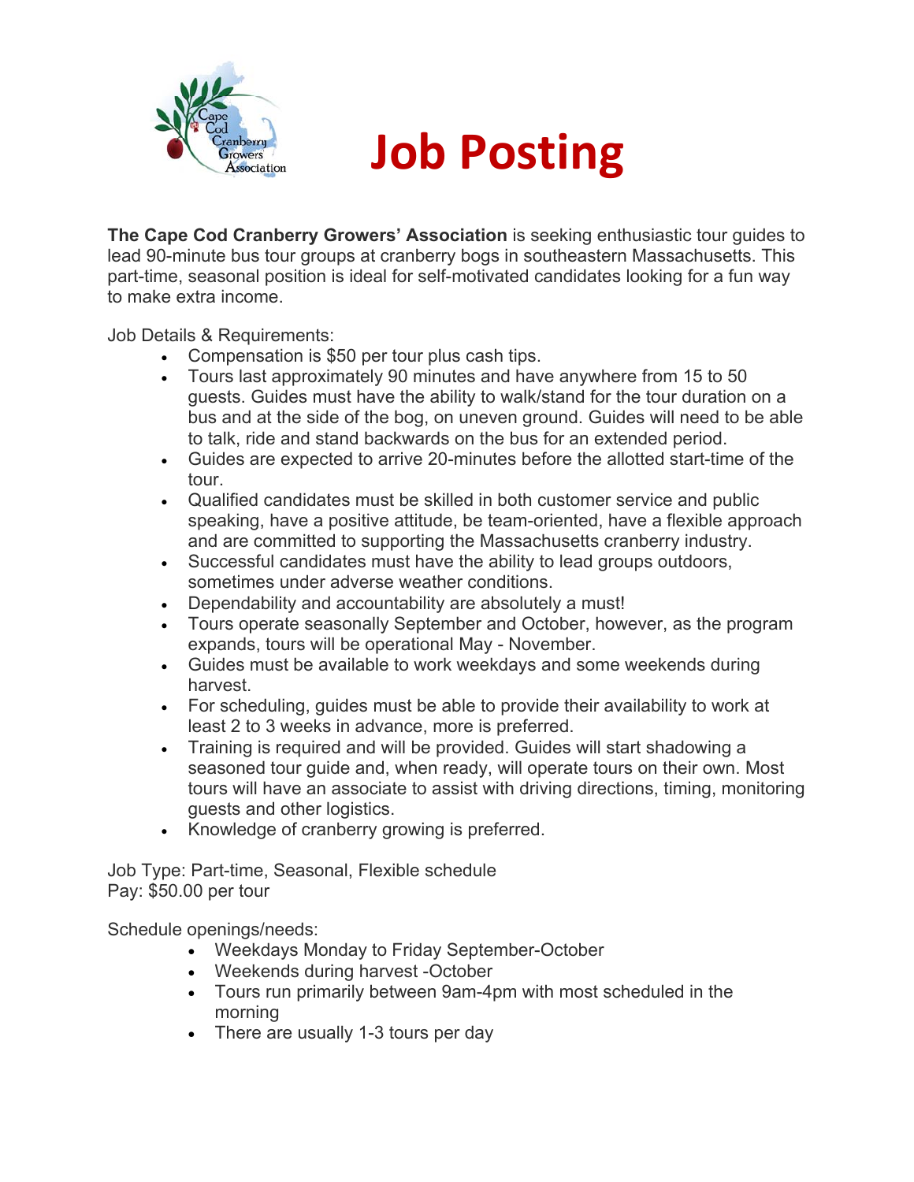# Job Posting

**The Cape Cod Cranberry Growers' Association** is seeking enthusiastic tour guides to lead 90-minute bus tour groups at cranberry bogs in southeastern Massachusetts. This part-time, seasonal position is ideal for self-motivated candidates looking for a fun way to make extra income.

Job Details & Requirements:

- Compensation is $50 per tour plus cash tips.
- Tours last approximately 90 minutes and have anywhere from 15 to 50 guests. Guides must have the ability to walk/stand for the tour duration on a bus and at the side of the bog, on uneven ground. Guides will need to be able to talk, ride and stand backwards on the bus for an extended period.
- Guides are expected to arrive 20-minutes before the allotted start-time of the tour.
- Qualified candidates must be skilled in both customer service and public speaking, have a positive attitude, be team-oriented, have a flexible approach and are committed to supporting the Massachusetts cranberry industry.
- Successful candidates must have the ability to lead groups outdoors, sometimes under adverse weather conditions.
- Dependability and accountability are absolutely a must!
- Tours operate seasonally September and October, however, as the program expands, tours will be operational May - November.
- Guides must be available to work weekdays and some weekends during harvest.
- For scheduling, guides must be able to provide their availability to work at least 2 to 3 weeks in advance, more is preferred.
- Training is required and will be provided. Guides will start shadowing a seasoned tour guide and, when ready, will operate tours on their own. Most tours will have an associate to assist with driving directions, timing, monitoring guests and other logistics.
- Knowledge of cranberry growing is preferred.

Job Type: Part-time, Seasonal, Flexible schedule
Pay: $50.00 per tour

Schedule openings/needs:

- Weekdays Monday to Friday September-October
- Weekends during harvest -October
- Tours run primarily between 9am-4pm with most scheduled in the morning
- There are usually 1-3 tours per day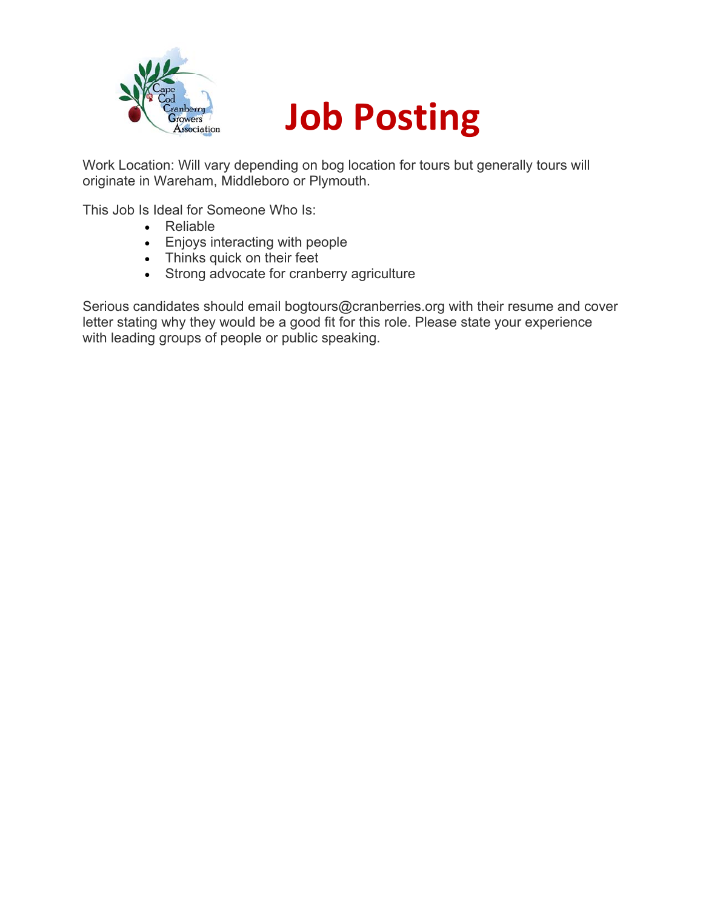# Job Posting

Work Location: Will vary depending on bog location for tours but generally tours will originate in Wareham, Middleboro or Plymouth.

This Job Is Ideal for Someone Who Is:

- Reliable
- Enjoys interacting with people
- Thinks quick on their feet
- Strong advocate for cranberry agriculture

Serious candidates should email bogtours@cranberries.org with their resume and cover letter stating why they would be a good fit for this role. Please state your experience with leading groups of people or public speaking.